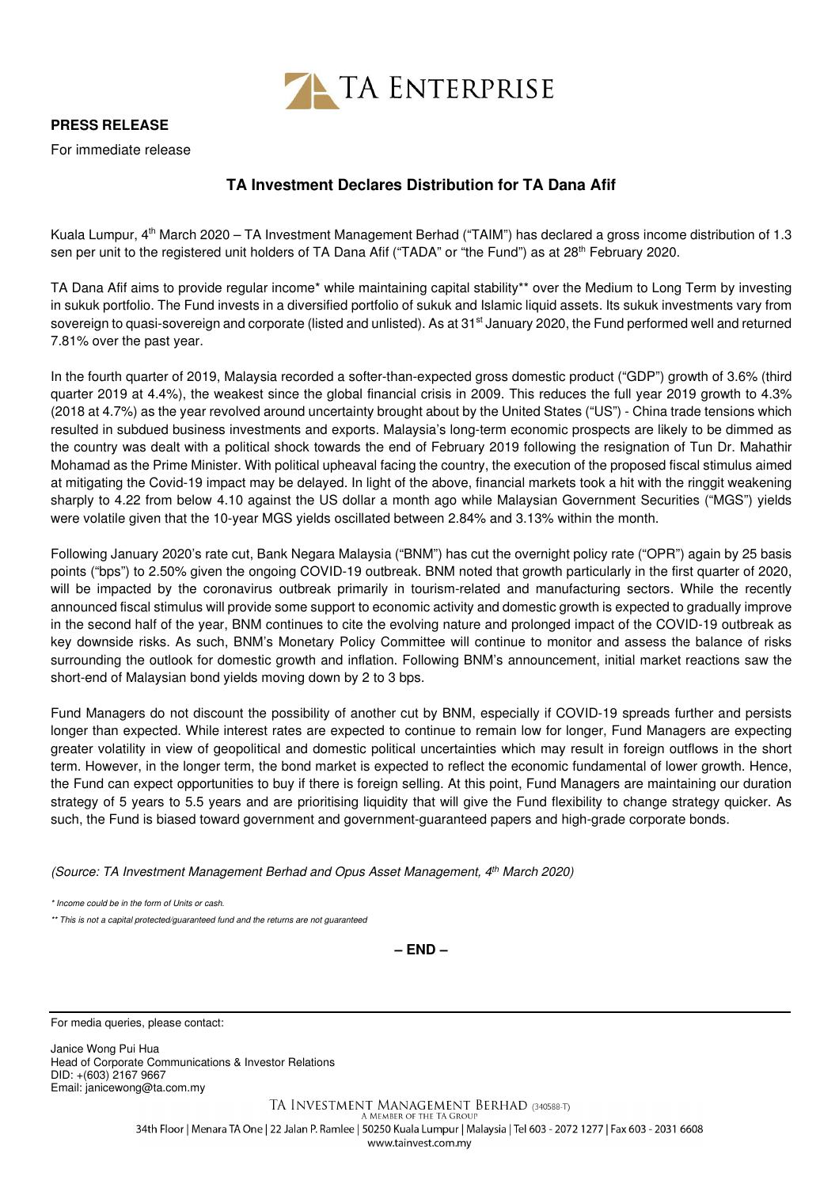TA ENTERPRISE

**PRESS RELEASE**

For immediate release

## TA Investment Declares Distribution for TA Dana Afif

Kuala Lumpur, 4th March 2020 – TA Investment Management Berhad ("TAIM") has declared a gross income distribution of 1.3 sen per unit to the registered unit holders of TA Dana Afif ("TADA" or "the Fund") as at 28th February 2020.

TA Dana Afif aims to provide regular income* while maintaining capital stability** over the Medium to Long Term by investing in sukuk portfolio. The Fund invests in a diversified portfolio of sukuk and Islamic liquid assets. Its sukuk investments vary from sovereign to quasi-sovereign and corporate (listed and unlisted). As at 31st January 2020, the Fund performed well and returned 7.81% over the past year.

In the fourth quarter of 2019, Malaysia recorded a softer-than-expected gross domestic product ("GDP") growth of 3.6% (third quarter 2019 at 4.4%), the weakest since the global financial crisis in 2009. This reduces the full year 2019 growth to 4.3% (2018 at 4.7%) as the year revolved around uncertainty brought about by the United States ("US") - China trade tensions which resulted in subdued business investments and exports. Malaysia's long-term economic prospects are likely to be dimmed as the country was dealt with a political shock towards the end of February 2019 following the resignation of Tun Dr. Mahathir Mohamad as the Prime Minister. With political upheaval facing the country, the execution of the proposed fiscal stimulus aimed at mitigating the Covid-19 impact may be delayed. In light of the above, financial markets took a hit with the ringgit weakening sharply to 4.22 from below 4.10 against the US dollar a month ago while Malaysian Government Securities ("MGS") yields were volatile given that the 10-year MGS yields oscillated between 2.84% and 3.13% within the month.

Following January 2020's rate cut, Bank Negara Malaysia ("BNM") has cut the overnight policy rate ("OPR") again by 25 basis points ("bps") to 2.50% given the ongoing COVID-19 outbreak. BNM noted that growth particularly in the first quarter of 2020, will be impacted by the coronavirus outbreak primarily in tourism-related and manufacturing sectors. While the recently announced fiscal stimulus will provide some support to economic activity and domestic growth is expected to gradually improve in the second half of the year, BNM continues to cite the evolving nature and prolonged impact of the COVID-19 outbreak as key downside risks. As such, BNM's Monetary Policy Committee will continue to monitor and assess the balance of risks surrounding the outlook for domestic growth and inflation. Following BNM's announcement, initial market reactions saw the short-end of Malaysian bond yields moving down by 2 to 3 bps.

Fund Managers do not discount the possibility of another cut by BNM, especially if COVID-19 spreads further and persists longer than expected. While interest rates are expected to continue to remain low for longer, Fund Managers are expecting greater volatility in view of geopolitical and domestic political uncertainties which may result in foreign outflows in the short term. However, in the longer term, the bond market is expected to reflect the economic fundamental of lower growth. Hence, the Fund can expect opportunities to buy if there is foreign selling. At this point, Fund Managers are maintaining our duration strategy of 5 years to 5.5 years and are prioritising liquidity that will give the Fund flexibility to change strategy quicker. As such, the Fund is biased toward government and government-guaranteed papers and high-grade corporate bonds.

*(Source: TA Investment Management Berhad and Opus Asset Management, 4th March 2020)*

*\* Income could be in the form of Units or cash.*

*\*\* This is not a capital protected/guaranteed fund and the returns are not guaranteed*

**– END –**

For media queries, please contact:

Janice Wong Pui Hua
Head of Corporate Communications & Investor Relations
DID: +(603) 2167 9667
Email: janicewong@ta.com.my

TA INVESTMENT MANAGEMENT BERHAD (340588-T)
A MEMBER OF THE TA GROUP
34th Floor | Menara TA One | 22 Jalan P. Ramlee | 50250 Kuala Lumpur | Malaysia | Tel 603 - 2072 1277 | Fax 603 - 2031 6608
www.tainvest.com.my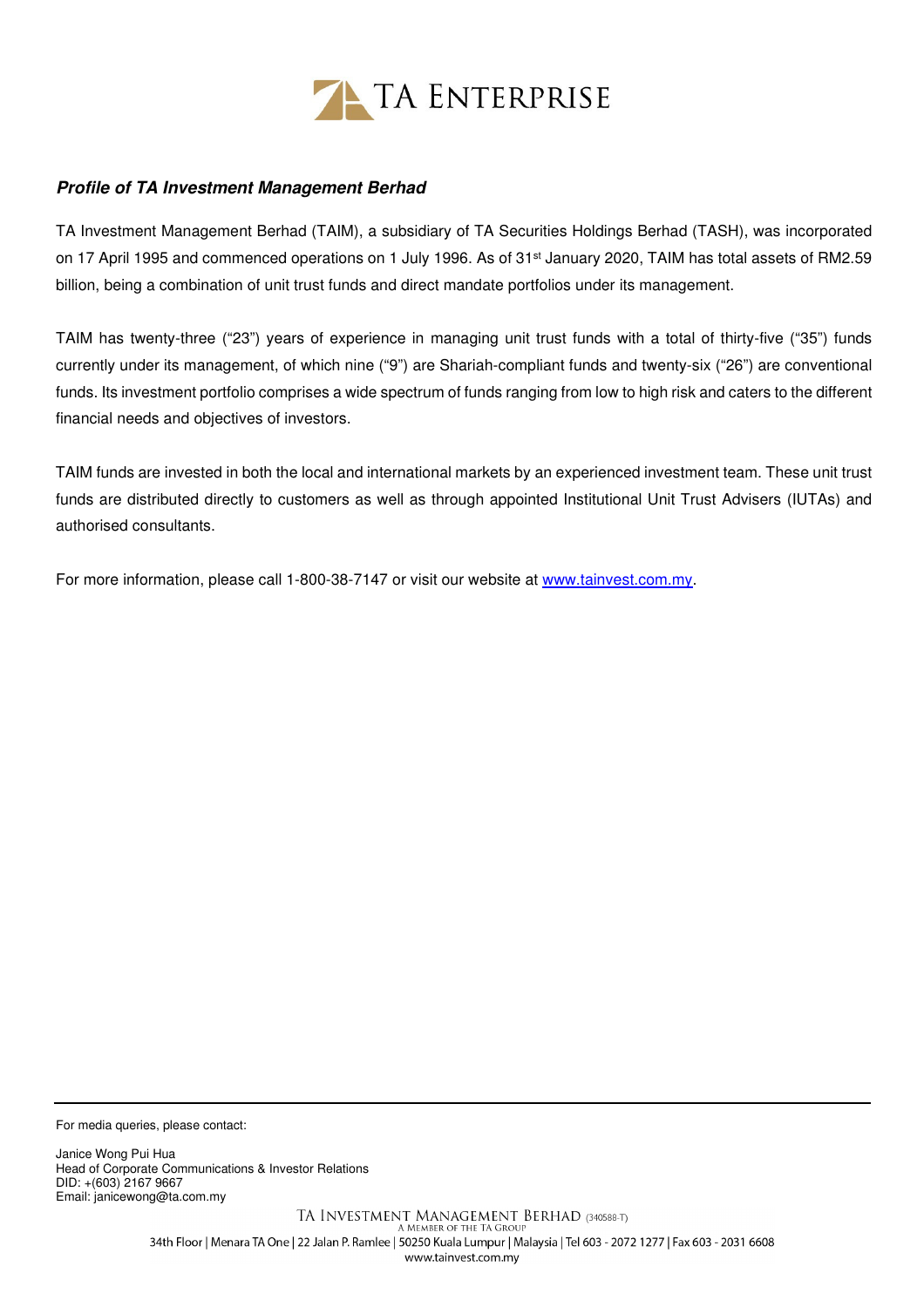### *Profile of TA Investment Management Berhad*

TA Investment Management Berhad (TAIM), a subsidiary of TA Securities Holdings Berhad (TASH), was incorporated on 17 April 1995 and commenced operations on 1 July 1996. As of 31st January 2020, TAIM has total assets of RM2.59 billion, being a combination of unit trust funds and direct mandate portfolios under its management.

TAIM has twenty-three ("23") years of experience in managing unit trust funds with a total of thirty-five ("35") funds currently under its management, of which nine ("9") are Shariah-compliant funds and twenty-six ("26") are conventional funds. Its investment portfolio comprises a wide spectrum of funds ranging from low to high risk and caters to the different financial needs and objectives of investors.

TAIM funds are invested in both the local and international markets by an experienced investment team. These unit trust funds are distributed directly to customers as well as through appointed Institutional Unit Trust Advisers (IUTAs) and authorised consultants.

For more information, please call 1-800-38-7147 or visit our website at www.tainvest.com.my.

---

For media queries, please contact:

Janice Wong Pui Hua
Head of Corporate Communications & Investor Relations
DID: +(603) 2167 9667
Email: janicewong@ta.com.my

TA INVESTMENT MANAGEMENT BERHAD (340588-T)
A MEMBER OF THE TA GROUP
34th Floor | Menara TA One | 22 Jalan P. Ramlee | 50250 Kuala Lumpur | Malaysia | Tel 603 - 2072 1277 | Fax 603 - 2031 6608
www.tainvest.com.my